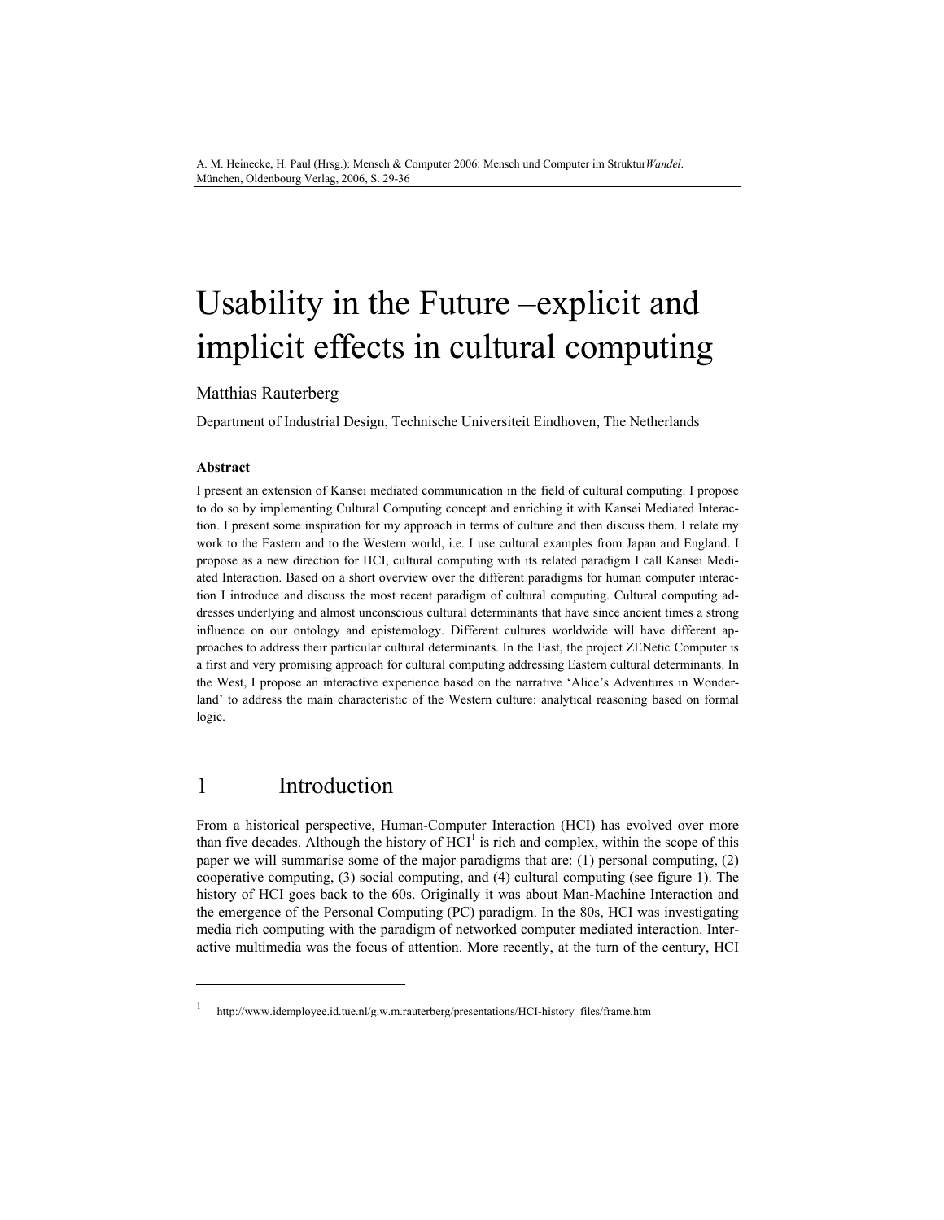# Usability in the Future –explicit and implicit effects in cultural computing

Matthias Rauterberg

Department of Industrial Design, Technische Universiteit Eindhoven, The Netherlands

### Abstract

I present an extension of Kansei mediated communication in the field of cultural computing. I propose to do so by implementing Cultural Computing concept and enriching it with Kansei Mediated Interaction. I present some inspiration for my approach in terms of culture and then discuss them. I relate my work to the Eastern and to the Western world, i.e. I use cultural examples from Japan and England. I propose as a new direction for HCI, cultural computing with its related paradigm I call Kansei Mediated Interaction. Based on a short overview over the different paradigms for human computer interaction I introduce and discuss the most recent paradigm of cultural computing. Cultural computing addresses underlying and almost unconscious cultural determinants that have since ancient times a strong influence on our ontology and epistemology. Different cultures worldwide will have different approaches to address their particular cultural determinants. In the East, the project ZENetic Computer is a first and very promising approach for cultural computing addressing Eastern cultural determinants. In the West, I propose an interactive experience based on the narrative 'Alice's Adventures in Wonderland' to address the main characteristic of the Western culture: analytical reasoning based on formal logic.

## 1 Introduction

From a historical perspective, Human-Computer Interaction (HCI) has evolved over more than five decades. Although the history of HCI[1] is rich and complex, within the scope of this paper we will summarise some of the major paradigms that are: (1) personal computing, (2) cooperative computing, (3) social computing, and (4) cultural computing (see figure 1). The history of HCI goes back to the 60s. Originally it was about Man-Machine Interaction and the emergence of the Personal Computing (PC) paradigm. In the 80s, HCI was investigating media rich computing with the paradigm of networked computer mediated interaction. Interactive multimedia was the focus of attention. More recently, at the turn of the century, HCI

[1] http://www.idemployee.id.tue.nl/g.w.m.rauterberg/presentations/HCI-history_files/frame.htm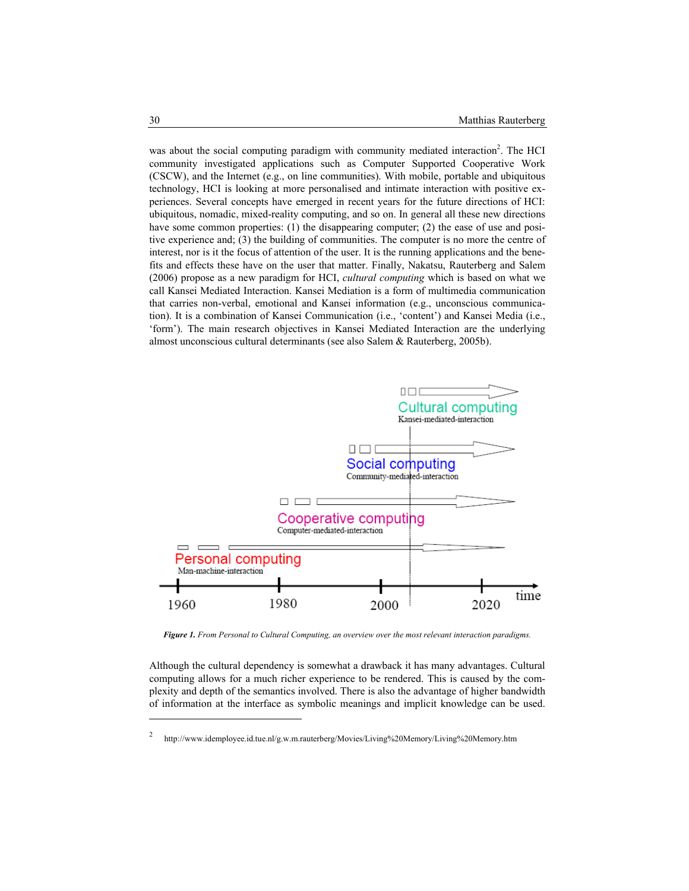was about the social computing paradigm with community mediated interaction[2]. The HCI community investigated applications such as Computer Supported Cooperative Work (CSCW), and the Internet (e.g., on line communities). With mobile, portable and ubiquitous technology, HCI is looking at more personalised and intimate interaction with positive experiences. Several concepts have emerged in recent years for the future directions of HCI: ubiquitous, nomadic, mixed-reality computing, and so on. In general all these new directions have some common properties: (1) the disappearing computer; (2) the ease of use and positive experience and; (3) the building of communities. The computer is no more the centre of interest, nor is it the focus of attention of the user. It is the running applications and the benefits and effects these have on the user that matter. Finally, Nakatsu, Rauterberg and Salem (2006) propose as a new paradigm for HCI, *cultural computing* which is based on what we call Kansei Mediated Interaction. Kansei Mediation is a form of multimedia communication that carries non-verbal, emotional and Kansei information (e.g., unconscious communication). It is a combination of Kansei Communication (i.e., 'content') and Kansei Media (i.e., 'form'). The main research objectives in Kansei Mediated Interaction are the underlying almost unconscious cultural determinants (see also Salem & Rauterberg, 2005b).

Cultural computing
Kansei-mediated-interaction

Social computing
Community-mediated-interaction

Cooperative computing
Computer-mediated-interaction

Personal computing
Man-machine-interaction

1960 1980 2000 2020 time

***Figure 1.*** *From Personal to Cultural Computing, an overview over the most relevant interaction paradigms.*

Although the cultural dependency is somewhat a drawback it has many advantages. Cultural computing allows for a much richer experience to be rendered. This is caused by the complexity and depth of the semantics involved. There is also the advantage of higher bandwidth of information at the interface as symbolic meanings and implicit knowledge can be used.

---

[2] http://www.idemployee.id.tue.nl/g.w.m.rauterberg/Movies/Living%20Memory/Living%20Memory.htm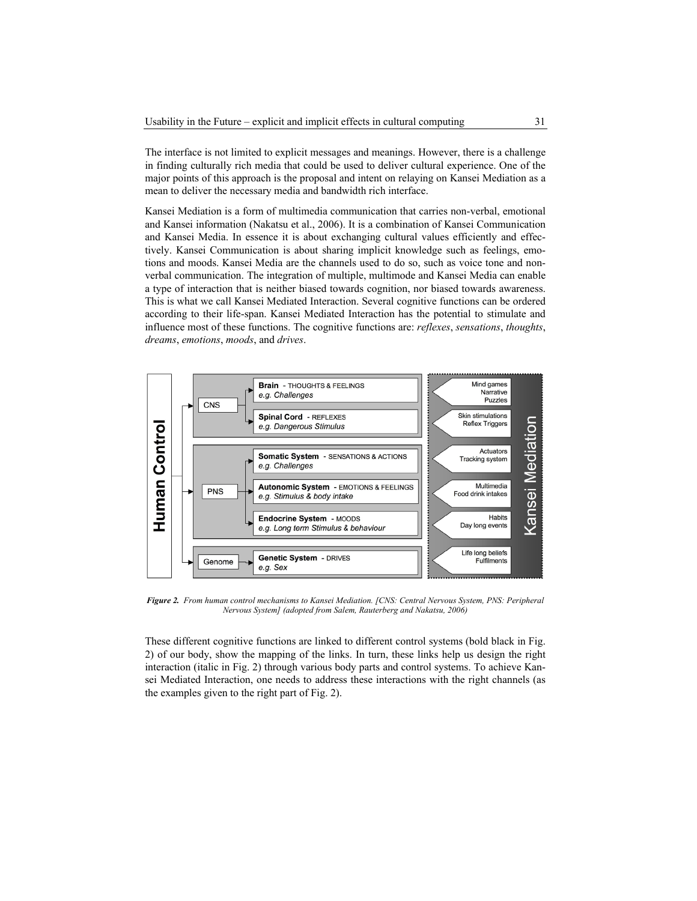The interface is not limited to explicit messages and meanings. However, there is a challenge in finding culturally rich media that could be used to deliver cultural experience. One of the major points of this approach is the proposal and intent on relaying on Kansei Mediation as a mean to deliver the necessary media and bandwidth rich interface.

Kansei Mediation is a form of multimedia communication that carries non-verbal, emotional and Kansei information (Nakatsu et al., 2006). It is a combination of Kansei Communication and Kansei Media. In essence it is about exchanging cultural values efficiently and effectively. Kansei Communication is about sharing implicit knowledge such as feelings, emotions and moods. Kansei Media are the channels used to do so, such as voice tone and non-verbal communication. The integration of multiple, multimode and Kansei Media can enable a type of interaction that is neither biased towards cognition, nor biased towards awareness. This is what we call Kansei Mediated Interaction. Several cognitive functions can be ordered according to their life-span. Kansei Mediated Interaction has the potential to stimulate and influence most of these functions. The cognitive functions are: *reflexes*, *sensations*, *thoughts*, *dreams*, *emotions*, *moods*, and *drives*.

***Figure 2.*** *From human control mechanisms to Kansei Mediation. [CNS: Central Nervous System, PNS: Peripheral Nervous System] (adopted from Salem, Rauterberg and Nakatsu, 2006)*

These different cognitive functions are linked to different control systems (bold black in Fig. 2) of our body, show the mapping of the links. In turn, these links help us design the right interaction (italic in Fig. 2) through various body parts and control systems. To achieve Kansei Mediated Interaction, one needs to address these interactions with the right channels (as the examples given to the right part of Fig. 2).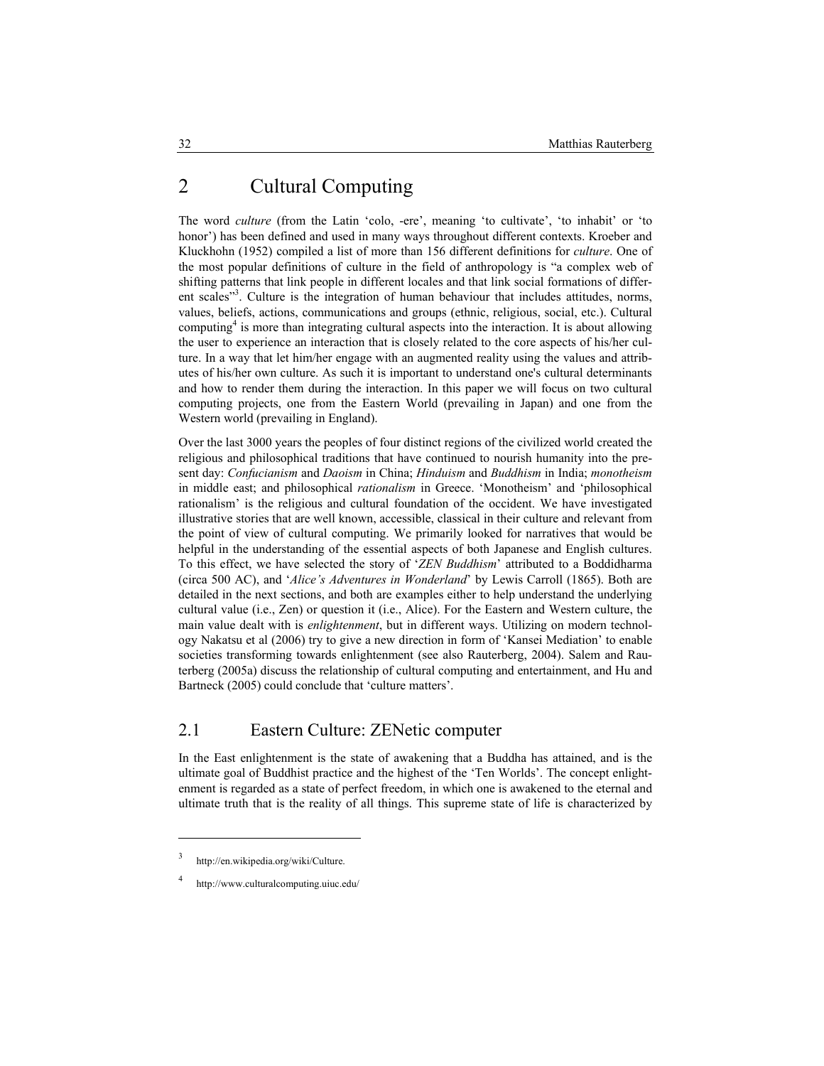# 2 Cultural Computing

The word *culture* (from the Latin 'colo, -ere', meaning 'to cultivate', 'to inhabit' or 'to honor') has been defined and used in many ways throughout different contexts. Kroeber and Kluckhohn (1952) compiled a list of more than 156 different definitions for *culture*. One of the most popular definitions of culture in the field of anthropology is "a complex web of shifting patterns that link people in different locales and that link social formations of different scales"[3]. Culture is the integration of human behaviour that includes attitudes, norms, values, beliefs, actions, communications and groups (ethnic, religious, social, etc.). Cultural computing[4] is more than integrating cultural aspects into the interaction. It is about allowing the user to experience an interaction that is closely related to the core aspects of his/her culture. In a way that let him/her engage with an augmented reality using the values and attributes of his/her own culture. As such it is important to understand one's cultural determinants and how to render them during the interaction. In this paper we will focus on two cultural computing projects, one from the Eastern World (prevailing in Japan) and one from the Western world (prevailing in England).

Over the last 3000 years the peoples of four distinct regions of the civilized world created the religious and philosophical traditions that have continued to nourish humanity into the present day: *Confucianism* and *Daoism* in China; *Hinduism* and *Buddhism* in India; *monotheism* in middle east; and philosophical *rationalism* in Greece. 'Monotheism' and 'philosophical rationalism' is the religious and cultural foundation of the occident. We have investigated illustrative stories that are well known, accessible, classical in their culture and relevant from the point of view of cultural computing. We primarily looked for narratives that would be helpful in the understanding of the essential aspects of both Japanese and English cultures. To this effect, we have selected the story of '*ZEN Buddhism*' attributed to a Boddidharma (circa 500 AC), and '*Alice's Adventures in Wonderland*' by Lewis Carroll (1865). Both are detailed in the next sections, and both are examples either to help understand the underlying cultural value (i.e., Zen) or question it (i.e., Alice). For the Eastern and Western culture, the main value dealt with is *enlightenment*, but in different ways. Utilizing on modern technology Nakatsu et al (2006) try to give a new direction in form of 'Kansei Mediation' to enable societies transforming towards enlightenment (see also Rauterberg, 2004). Salem and Rauterberg (2005a) discuss the relationship of cultural computing and entertainment, and Hu and Bartneck (2005) could conclude that 'culture matters'.

## 2.1 Eastern Culture: ZENetic computer

In the East enlightenment is the state of awakening that a Buddha has attained, and is the ultimate goal of Buddhist practice and the highest of the 'Ten Worlds'. The concept enlightenment is regarded as a state of perfect freedom, in which one is awakened to the eternal and ultimate truth that is the reality of all things. This supreme state of life is characterized by

---

[3] http://en.wikipedia.org/wiki/Culture.

[4] http://www.culturalcomputing.uiuc.edu/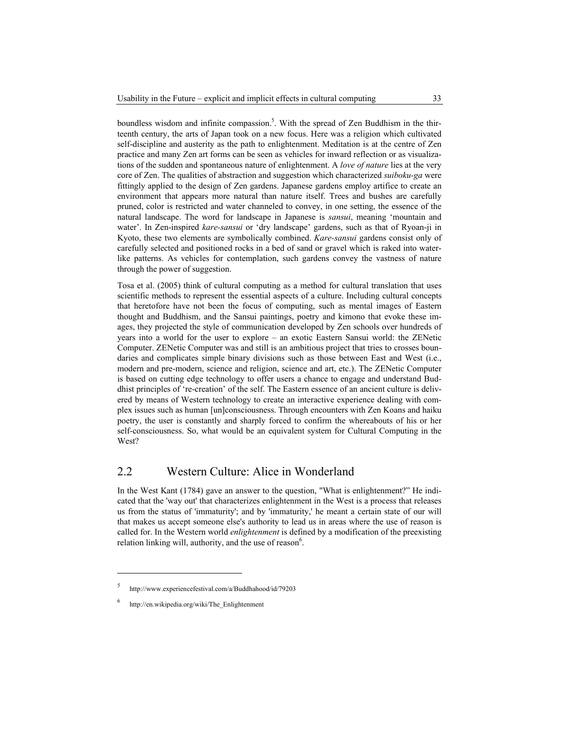boundless wisdom and infinite compassion.[5]. With the spread of Zen Buddhism in the thirteenth century, the arts of Japan took on a new focus. Here was a religion which cultivated self-discipline and austerity as the path to enlightenment. Meditation is at the centre of Zen practice and many Zen art forms can be seen as vehicles for inward reflection or as visualizations of the sudden and spontaneous nature of enlightenment. A *love of nature* lies at the very core of Zen. The qualities of abstraction and suggestion which characterized *suiboku-ga* were fittingly applied to the design of Zen gardens. Japanese gardens employ artifice to create an environment that appears more natural than nature itself. Trees and bushes are carefully pruned, color is restricted and water channeled to convey, in one setting, the essence of the natural landscape. The word for landscape in Japanese is *sansui*, meaning 'mountain and water'. In Zen-inspired *kare-sansui* or 'dry landscape' gardens, such as that of Ryoan-ji in Kyoto, these two elements are symbolically combined. *Kare-sansui* gardens consist only of carefully selected and positioned rocks in a bed of sand or gravel which is raked into water-like patterns. As vehicles for contemplation, such gardens convey the vastness of nature through the power of suggestion.

Tosa et al. (2005) think of cultural computing as a method for cultural translation that uses scientific methods to represent the essential aspects of a culture. Including cultural concepts that heretofore have not been the focus of computing, such as mental images of Eastern thought and Buddhism, and the Sansui paintings, poetry and kimono that evoke these images, they projected the style of communication developed by Zen schools over hundreds of years into a world for the user to explore – an exotic Eastern Sansui world: the ZENetic Computer. ZENetic Computer was and still is an ambitious project that tries to crosses boundaries and complicates simple binary divisions such as those between East and West (i.e., modern and pre-modern, science and religion, science and art, etc.). The ZENetic Computer is based on cutting edge technology to offer users a chance to engage and understand Buddhist principles of 're-creation' of the self. The Eastern essence of an ancient culture is delivered by means of Western technology to create an interactive experience dealing with complex issues such as human [un]consciousness. Through encounters with Zen Koans and haiku poetry, the user is constantly and sharply forced to confirm the whereabouts of his or her self-consciousness. So, what would be an equivalent system for Cultural Computing in the West?

## 2.2 Western Culture: Alice in Wonderland

In the West Kant (1784) gave an answer to the question, "What is enlightenment?" He indicated that the 'way out' that characterizes enlightenment in the West is a process that releases us from the status of 'immaturity'; and by 'immaturity,' he meant a certain state of our will that makes us accept someone else's authority to lead us in areas where the use of reason is called for. In the Western world *enlightenment* is defined by a modification of the preexisting relation linking will, authority, and the use of reason[6].

---

[5] http://www.experiencefestival.com/a/Buddhahood/id/79203

[6] http://en.wikipedia.org/wiki/The_Enlightenment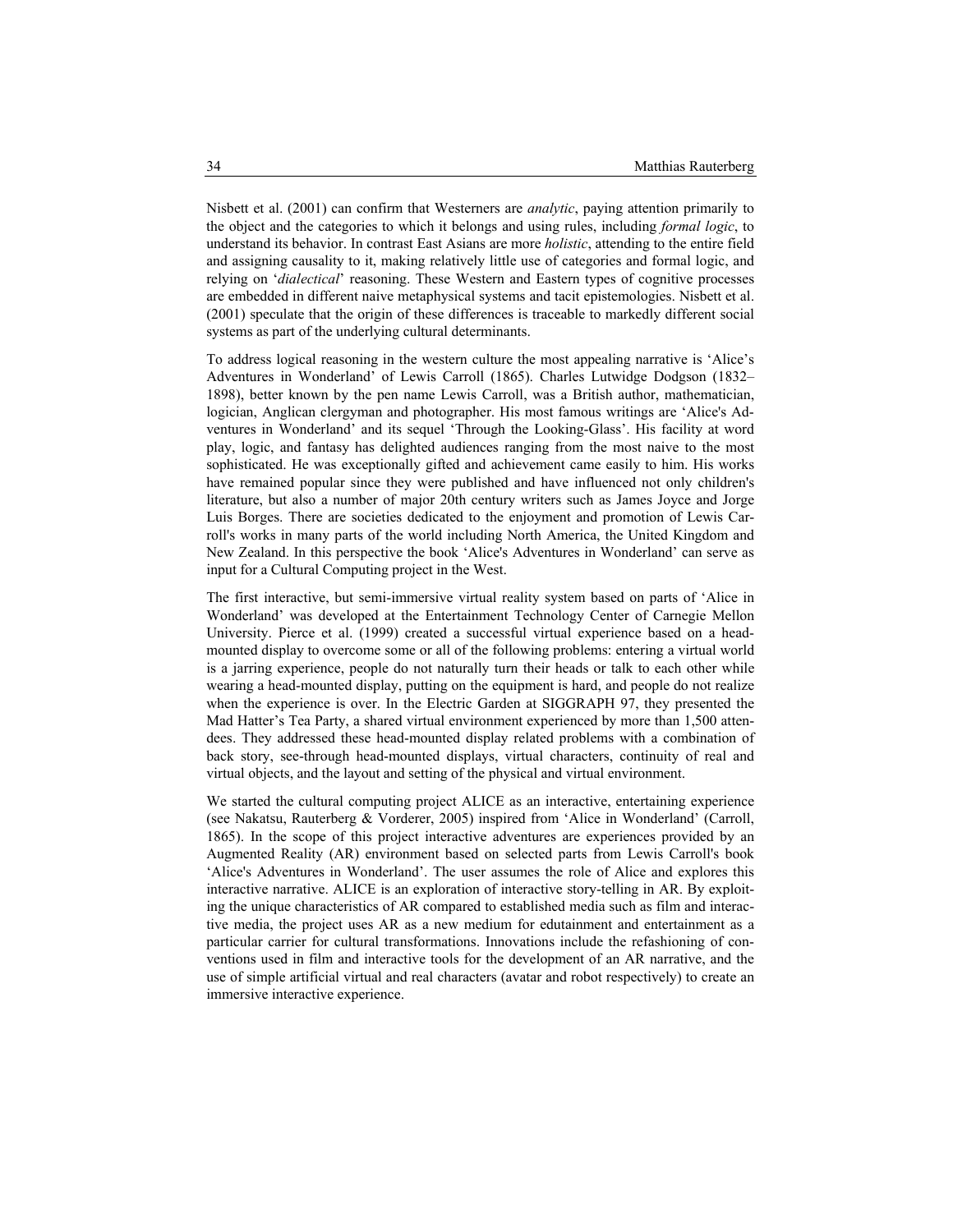Nisbett et al. (2001) can confirm that Westerners are *analytic*, paying attention primarily to the object and the categories to which it belongs and using rules, including *formal logic*, to understand its behavior. In contrast East Asians are more *holistic*, attending to the entire field and assigning causality to it, making relatively little use of categories and formal logic, and relying on '*dialectical*' reasoning. These Western and Eastern types of cognitive processes are embedded in different naive metaphysical systems and tacit epistemologies. Nisbett et al. (2001) speculate that the origin of these differences is traceable to markedly different social systems as part of the underlying cultural determinants.

To address logical reasoning in the western culture the most appealing narrative is 'Alice's Adventures in Wonderland' of Lewis Carroll (1865). Charles Lutwidge Dodgson (1832–1898), better known by the pen name Lewis Carroll, was a British author, mathematician, logician, Anglican clergyman and photographer. His most famous writings are 'Alice's Adventures in Wonderland' and its sequel 'Through the Looking-Glass'. His facility at word play, logic, and fantasy has delighted audiences ranging from the most naive to the most sophisticated. He was exceptionally gifted and achievement came easily to him. His works have remained popular since they were published and have influenced not only children's literature, but also a number of major 20th century writers such as James Joyce and Jorge Luis Borges. There are societies dedicated to the enjoyment and promotion of Lewis Carroll's works in many parts of the world including North America, the United Kingdom and New Zealand. In this perspective the book 'Alice's Adventures in Wonderland' can serve as input for a Cultural Computing project in the West.

The first interactive, but semi-immersive virtual reality system based on parts of 'Alice in Wonderland' was developed at the Entertainment Technology Center of Carnegie Mellon University. Pierce et al. (1999) created a successful virtual experience based on a head-mounted display to overcome some or all of the following problems: entering a virtual world is a jarring experience, people do not naturally turn their heads or talk to each other while wearing a head-mounted display, putting on the equipment is hard, and people do not realize when the experience is over. In the Electric Garden at SIGGRAPH 97, they presented the Mad Hatter's Tea Party, a shared virtual environment experienced by more than 1,500 attendees. They addressed these head-mounted display related problems with a combination of back story, see-through head-mounted displays, virtual characters, continuity of real and virtual objects, and the layout and setting of the physical and virtual environment.

We started the cultural computing project ALICE as an interactive, entertaining experience (see Nakatsu, Rauterberg & Vorderer, 2005) inspired from 'Alice in Wonderland' (Carroll, 1865). In the scope of this project interactive adventures are experiences provided by an Augmented Reality (AR) environment based on selected parts from Lewis Carroll's book 'Alice's Adventures in Wonderland'. The user assumes the role of Alice and explores this interactive narrative. ALICE is an exploration of interactive story-telling in AR. By exploiting the unique characteristics of AR compared to established media such as film and interactive media, the project uses AR as a new medium for edutainment and entertainment as a particular carrier for cultural transformations. Innovations include the refashioning of conventions used in film and interactive tools for the development of an AR narrative, and the use of simple artificial virtual and real characters (avatar and robot respectively) to create an immersive interactive experience.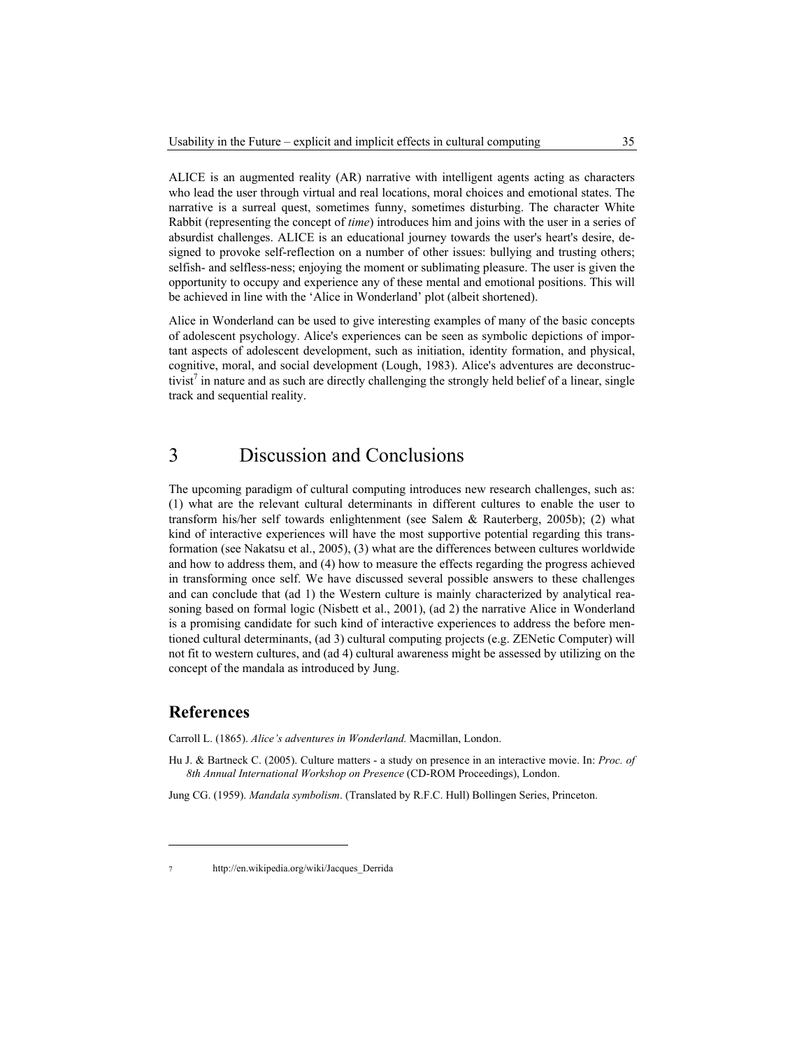ALICE is an augmented reality (AR) narrative with intelligent agents acting as characters who lead the user through virtual and real locations, moral choices and emotional states. The narrative is a surreal quest, sometimes funny, sometimes disturbing. The character White Rabbit (representing the concept of *time*) introduces him and joins with the user in a series of absurdist challenges. ALICE is an educational journey towards the user's heart's desire, designed to provoke self-reflection on a number of other issues: bullying and trusting others; selfish- and selfless-ness; enjoying the moment or sublimating pleasure. The user is given the opportunity to occupy and experience any of these mental and emotional positions. This will be achieved in line with the 'Alice in Wonderland' plot (albeit shortened).

Alice in Wonderland can be used to give interesting examples of many of the basic concepts of adolescent psychology. Alice's experiences can be seen as symbolic depictions of important aspects of adolescent development, such as initiation, identity formation, and physical, cognitive, moral, and social development (Lough, 1983). Alice's adventures are deconstructivist[7] in nature and as such are directly challenging the strongly held belief of a linear, single track and sequential reality.

# 3 Discussion and Conclusions

The upcoming paradigm of cultural computing introduces new research challenges, such as: (1) what are the relevant cultural determinants in different cultures to enable the user to transform his/her self towards enlightenment (see Salem & Rauterberg, 2005b); (2) what kind of interactive experiences will have the most supportive potential regarding this transformation (see Nakatsu et al., 2005), (3) what are the differences between cultures worldwide and how to address them, and (4) how to measure the effects regarding the progress achieved in transforming once self. We have discussed several possible answers to these challenges and can conclude that (ad 1) the Western culture is mainly characterized by analytical reasoning based on formal logic (Nisbett et al., 2001), (ad 2) the narrative Alice in Wonderland is a promising candidate for such kind of interactive experiences to address the before mentioned cultural determinants, (ad 3) cultural computing projects (e.g. ZENetic Computer) will not fit to western cultures, and (ad 4) cultural awareness might be assessed by utilizing on the concept of the mandala as introduced by Jung.

## References

Carroll L. (1865). *Alice's adventures in Wonderland.* Macmillan, London.

Hu J. & Bartneck C. (2005). Culture matters - a study on presence in an interactive movie. In: *Proc. of 8th Annual International Workshop on Presence* (CD-ROM Proceedings), London.

Jung CG. (1959). *Mandala symbolism*. (Translated by R.F.C. Hull) Bollingen Series, Princeton.

---

[7] http://en.wikipedia.org/wiki/Jacques_Derrida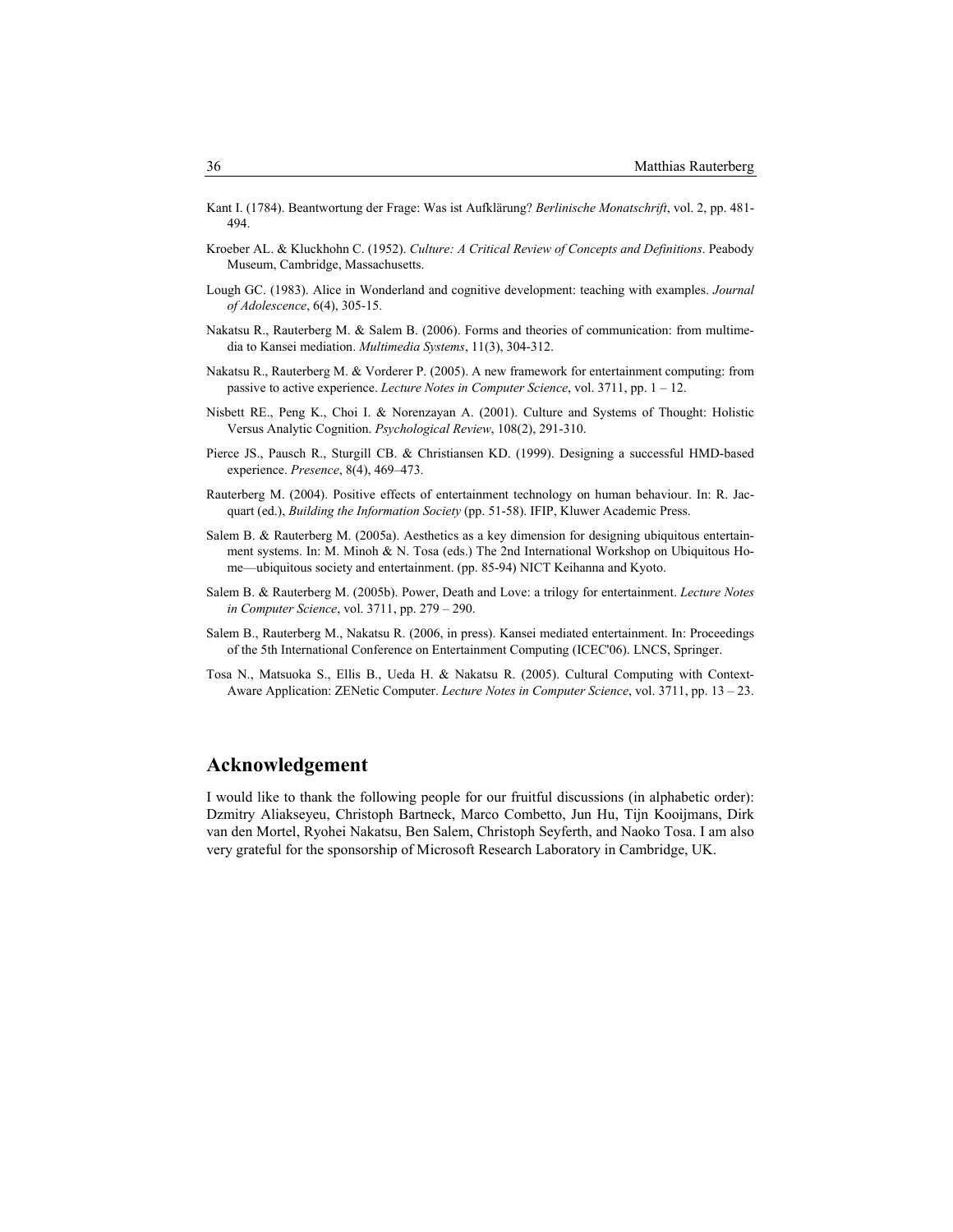Kant I. (1784). Beantwortung der Frage: Was ist Aufklärung? *Berlinische Monatschrift*, vol. 2, pp. 481-494.

Kroeber AL. & Kluckhohn C. (1952). *Culture: A Critical Review of Concepts and Definitions*. Peabody Museum, Cambridge, Massachusetts.

Lough GC. (1983). Alice in Wonderland and cognitive development: teaching with examples. *Journal of Adolescence*, 6(4), 305-15.

Nakatsu R., Rauterberg M. & Salem B. (2006). Forms and theories of communication: from multimedia to Kansei mediation. *Multimedia Systems*, 11(3), 304-312.

Nakatsu R., Rauterberg M. & Vorderer P. (2005). A new framework for entertainment computing: from passive to active experience. *Lecture Notes in Computer Science*, vol. 3711, pp. 1 – 12.

Nisbett RE., Peng K., Choi I. & Norenzayan A. (2001). Culture and Systems of Thought: Holistic Versus Analytic Cognition. *Psychological Review*, 108(2), 291-310.

Pierce JS., Pausch R., Sturgill CB. & Christiansen KD. (1999). Designing a successful HMD-based experience. *Presence*, 8(4), 469–473.

Rauterberg M. (2004). Positive effects of entertainment technology on human behaviour. In: R. Jacquart (ed.), *Building the Information Society* (pp. 51-58). IFIP, Kluwer Academic Press.

Salem B. & Rauterberg M. (2005a). Aesthetics as a key dimension for designing ubiquitous entertainment systems. In: M. Minoh & N. Tosa (eds.) The 2nd International Workshop on Ubiquitous Home—ubiquitous society and entertainment. (pp. 85-94) NICT Keihanna and Kyoto.

Salem B. & Rauterberg M. (2005b). Power, Death and Love: a trilogy for entertainment. *Lecture Notes in Computer Science*, vol. 3711, pp. 279 – 290.

Salem B., Rauterberg M., Nakatsu R. (2006, in press). Kansei mediated entertainment. In: Proceedings of the 5th International Conference on Entertainment Computing (ICEC'06). LNCS, Springer.

Tosa N., Matsuoka S., Ellis B., Ueda H. & Nakatsu R. (2005). Cultural Computing with Context-Aware Application: ZENetic Computer. *Lecture Notes in Computer Science*, vol. 3711, pp. 13 – 23.

## Acknowledgement

I would like to thank the following people for our fruitful discussions (in alphabetic order): Dzmitry Aliakseyeu, Christoph Bartneck, Marco Combetto, Jun Hu, Tijn Kooijmans, Dirk van den Mortel, Ryohei Nakatsu, Ben Salem, Christoph Seyferth, and Naoko Tosa. I am also very grateful for the sponsorship of Microsoft Research Laboratory in Cambridge, UK.